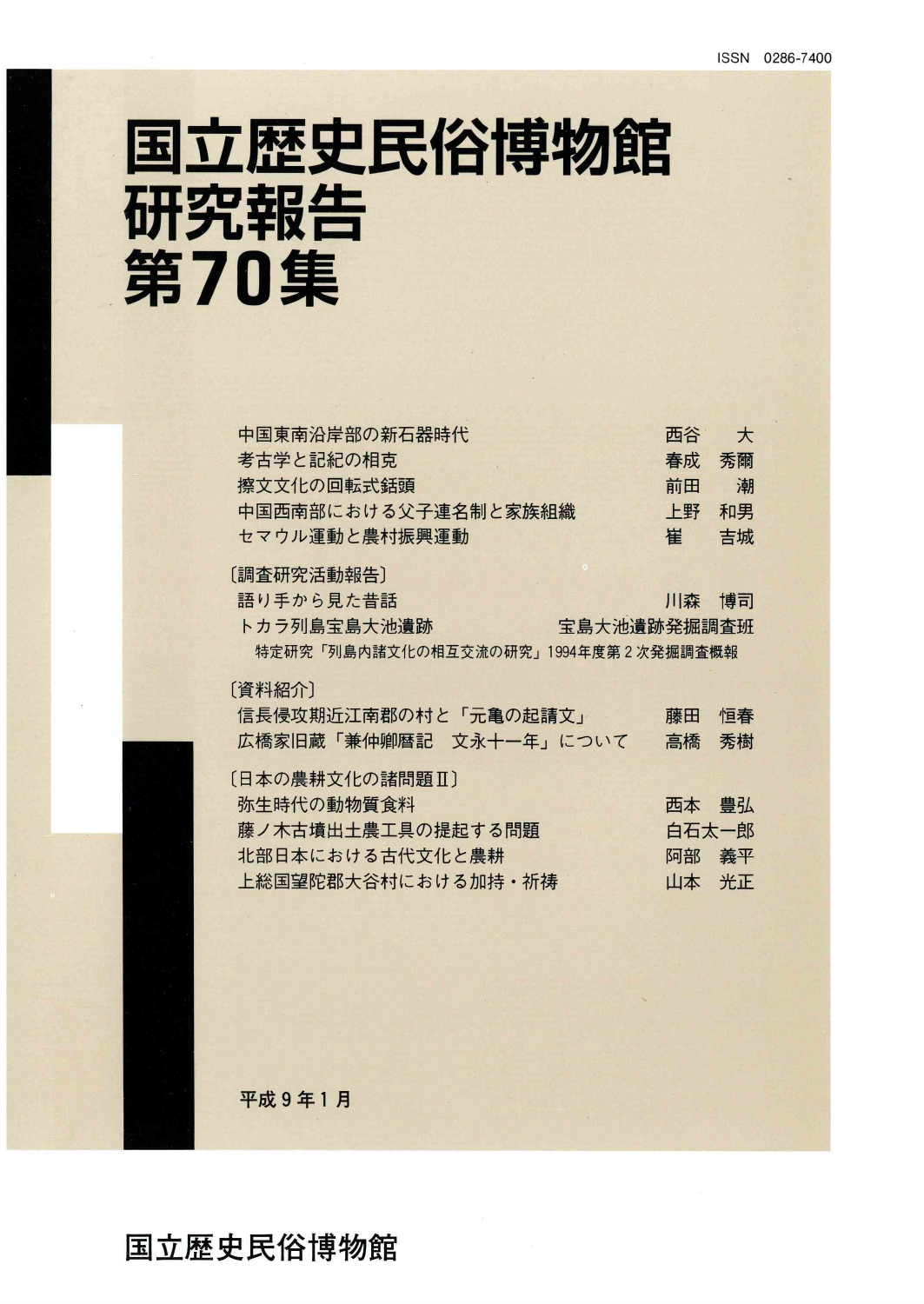ISSN 0286-7400

# 国立歴史民俗博物館 研究報告 第70集

| | |
|---|---|
| 中国東南沿岸部の新石器時代 | 西谷　大 |
| 考古学と記紀の相克 | 春成　秀爾 |
| 擦文文化の回転式銛頭 | 前田　潮 |
| 中国西南部における父子連名制と家族組織 | 上野　和男 |
| セマウル運動と農村振興運動 | 崔　吉城 |

〔調査研究活動報告〕

| | |
|---|---|
| 語り手から見た昔話 | 川森　博司 |
| トカラ列島宝島大池遺跡 | 宝島大池遺跡発掘調査班 |

特定研究「列島内諸文化の相互交流の研究」1994年度第２次発掘調査概報

〔資料紹介〕

| | |
|---|---|
| 信長侵攻期近江南郡の村と「元亀の起請文」 | 藤田　恒春 |
| 広橋家旧蔵「兼仲卿暦記　文永十一年」について | 高橋　秀樹 |

〔日本の農耕文化の諸問題Ⅱ〕

| | |
|---|---|
| 弥生時代の動物質食料 | 西本　豊弘 |
| 藤ノ木古墳出土農工具の提起する問題 | 白石太一郎 |
| 北部日本における古代文化と農耕 | 阿部　義平 |
| 上総国望陀郡大谷村における加持・祈祷 | 山本　光正 |

平成９年１月

国立歴史民俗博物館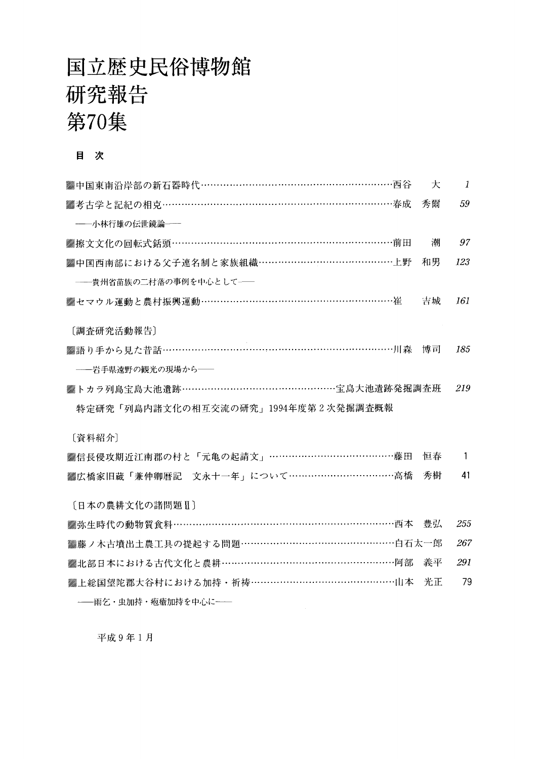# 国立歴史民俗博物館
# 研究報告
# 第70集

## 目　次

- 中国東南沿岸部の新石器時代……西谷　大　*1*
- 考古学と記紀の相克……春成　秀爾　*59*
  ――小林行雄の伝世鏡論――
- 擦文文化の回転式銛頭……前田　潮　*97*
- 中国西南部における父子連名制と家族組織……上野　和男　*123*
  ――貴州省苗族の二村落の事例を中心として――
- セマウル運動と農村振興運動……崔　吉城　*161*

〔調査研究活動報告〕

- 語り手から見た昔話……川森　博司　*185*
  ――岩手県遠野の観光の現場から――
- トカラ列島宝島大池遺跡……宝島大池遺跡発掘調査班　*219*
  特定研究「列島内諸文化の相互交流の研究」1994年度第２次発掘調査概報

〔資料紹介〕

- 信長侵攻期近江南郡の村と「元亀の起請文」……藤田　恒春　1
- 広橋家旧蔵「兼仲卿暦記　文永十一年」について……高橋　秀樹　41

〔日本の農耕文化の諸問題Ⅱ〕

- 弥生時代の動物質食料……西本　豊弘　*255*
- 藤ノ木古墳出土農工具の提起する問題……白石太一郎　*267*
- 北部日本における古代文化と農耕……阿部　義平　*291*
- 上総国望陀郡大谷村における加持・祈祷……山本　光正　79
  ――雨乞・虫加持・疱瘡加持を中心に――

平成９年１月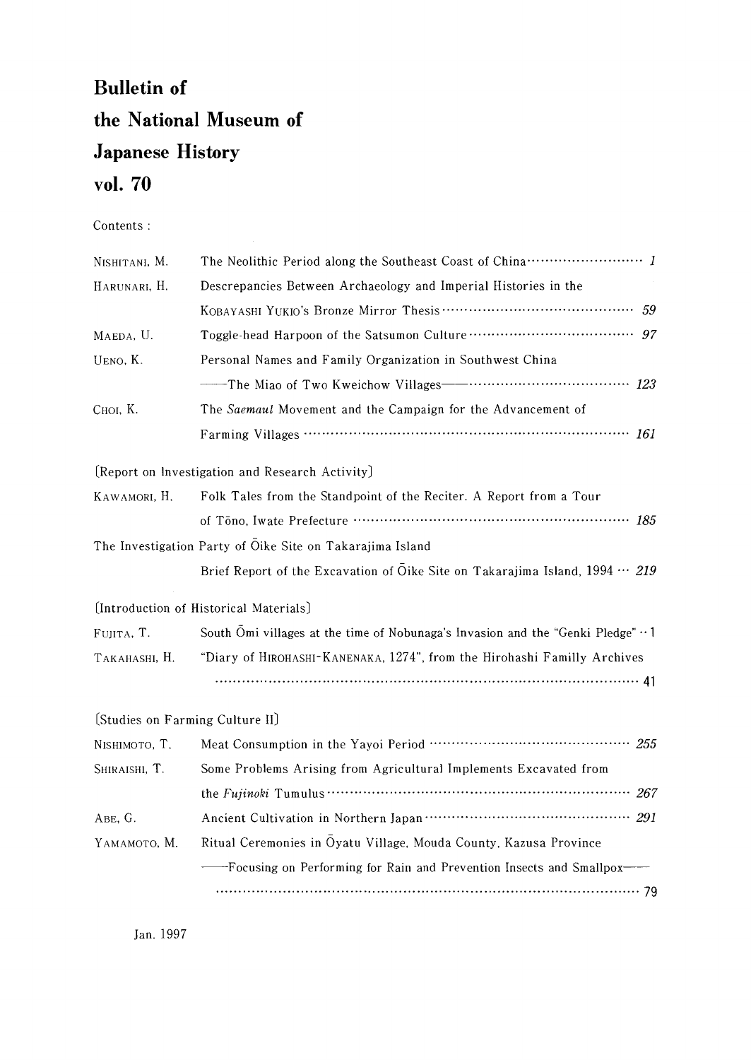# Bulletin of the National Museum of Japanese History vol. 70

Contents :

| | | |
|---|---|---|
| NISHITANI, M. | The Neolithic Period along the Southeast Coast of China | *1* |
| HARUNARI, H. | Descrepancies Between Archaeology and Imperial Histories in the KOBAYASHI YUKIO's Bronze Mirror Thesis | *59* |
| MAEDA, U. | Toggle-head Harpoon of the Satsumon Culture | *97* |
| UENO, K. | Personal Names and Family Organization in Southwest China ——The Miao of Two Kweichow Villages—— | *123* |
| CHOI, K. | The *Saemaul* Movement and the Campaign for the Advancement of Farming Villages | *161* |

〔Report on Investigation and Research Activity〕

| | | |
|---|---|---|
| KAWAMORI, H. | Folk Tales from the Standpoint of the Reciter. A Report from a Tour of Tōno, Iwate Prefecture | *185* |
| The Investigation Party of Ōike Site on Takarajima Island | Brief Report of the Excavation of Ōike Site on Takarajima Island, 1994 | *219* |

〔Introduction of Historical Materials〕

| | | |
|---|---|---|
| FUJITA, T. | South Ōmi villages at the time of Nobunaga's Invasion and the "Genki Pledge" | 1 |
| TAKAHASHI, H. | "Diary of HIROHASHI-KANENAKA, 1274", from the Hirohashi Familly Archives | 41 |

〔Studies on Farming Culture II〕

| | | |
|---|---|---|
| NISHIMOTO, T. | Meat Consumption in the Yayoi Period | *255* |
| SHIRAISHI, T. | Some Problems Arising from Agricultural Implements Excavated from the *Fujinoki* Tumulus | *267* |
| ABE, G. | Ancient Cultivation in Northern Japan | *291* |
| YAMAMOTO, M. | Ritual Ceremonies in Ōyatu Village, Mouda County, Kazusa Province ——Focusing on Performing for Rain and Prevention Insects and Smallpox—— | 79 |

Jan. 1997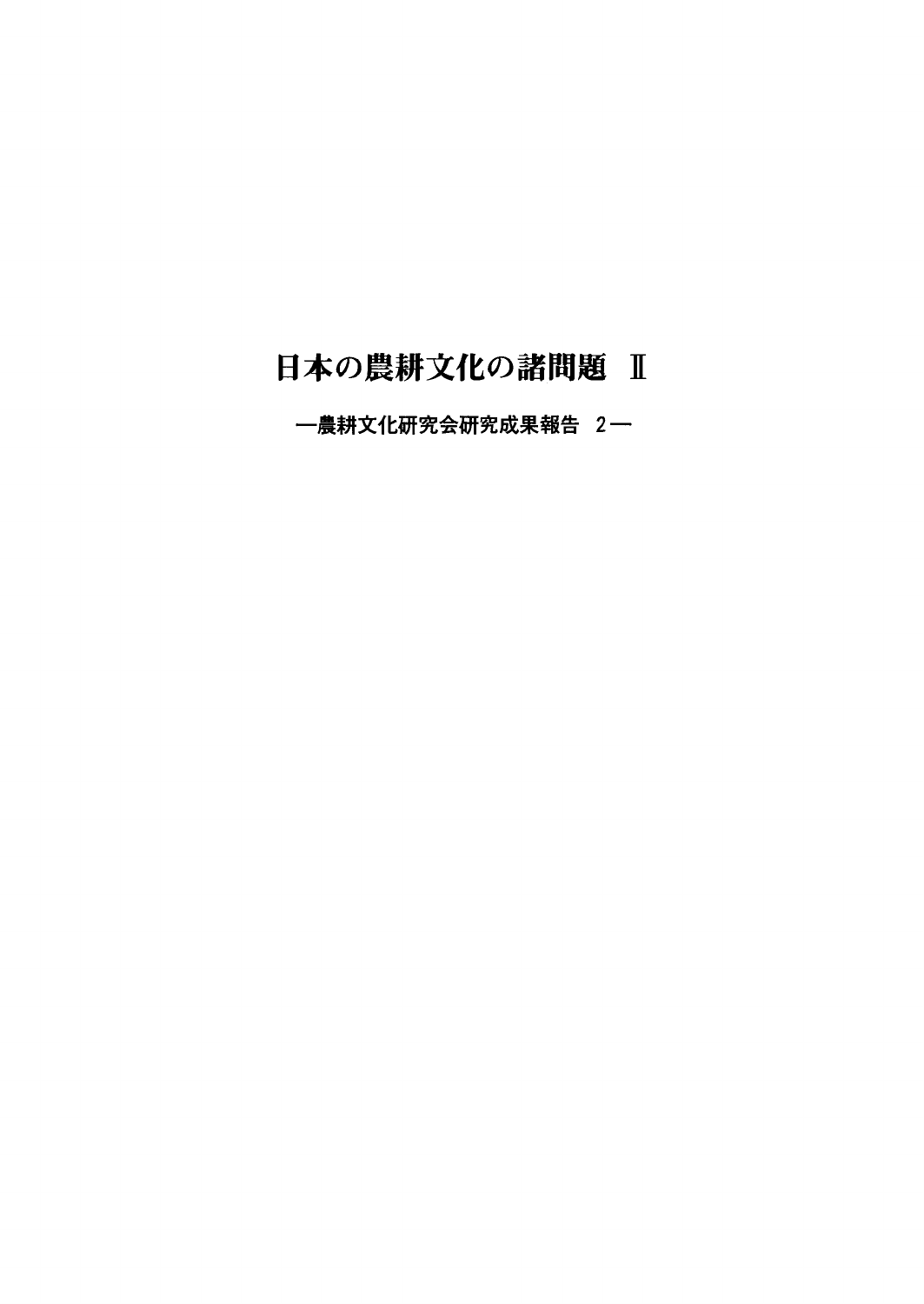# 日本の農耕文化の諸問題 Ⅱ

## ―農耕文化研究会研究成果報告 2―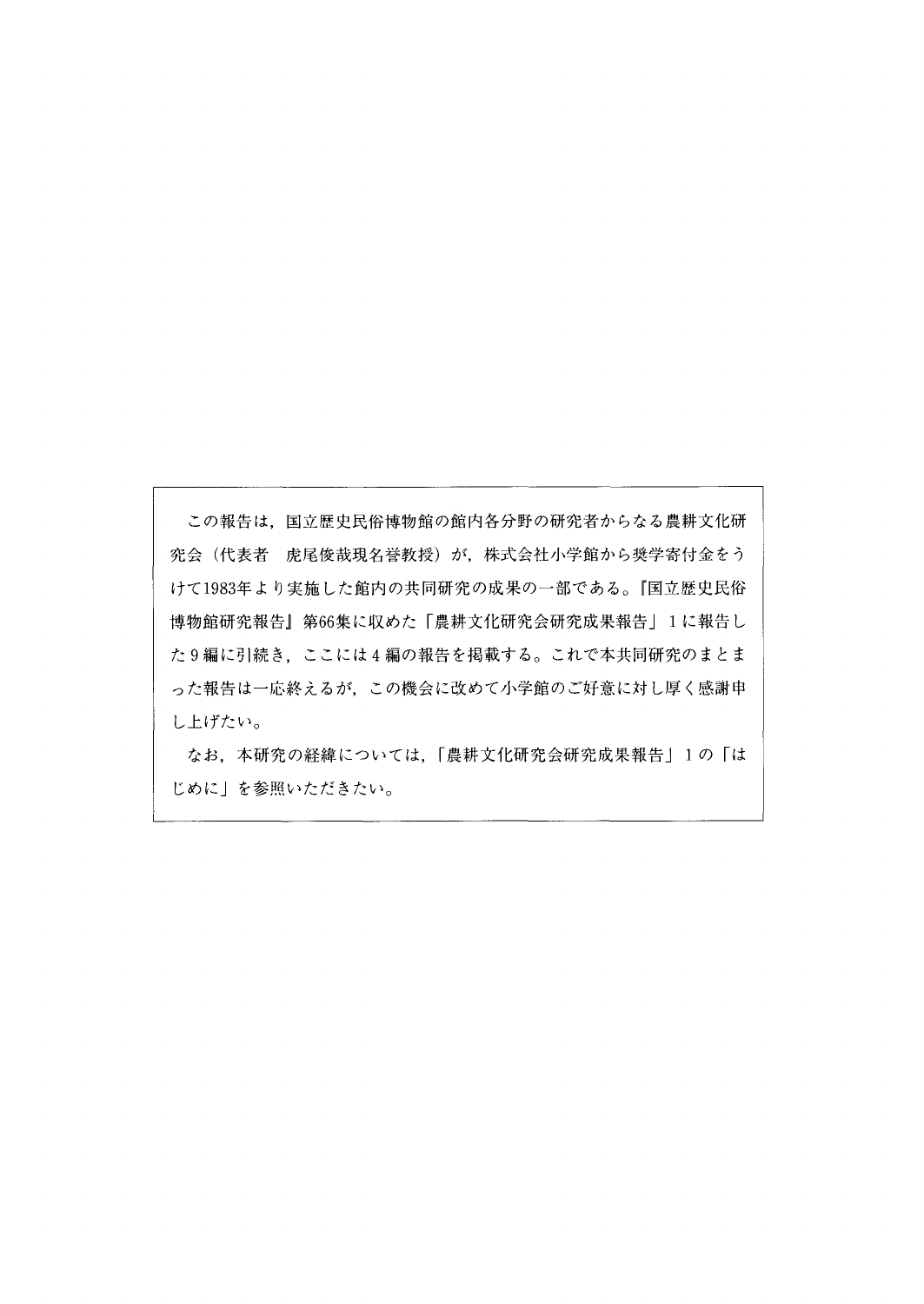この報告は，国立歴史民俗博物館の館内各分野の研究者からなる農耕文化研究会（代表者　虎尾俊哉現名誉教授）が，株式会社小学館から奨学寄付金をうけて1983年より実施した館内の共同研究の成果の一部である。『国立歴史民俗博物館研究報告』第66集に収めた「農耕文化研究会研究成果報告」１に報告した９編に引続き，ここには４編の報告を掲載する。これで本共同研究のまとまった報告は一応終えるが，この機会に改めて小学館のご好意に対し厚く感謝申し上げたい。

なお，本研究の経緯については，「農耕文化研究会研究成果報告」１の「はじめに」を参照いただきたい。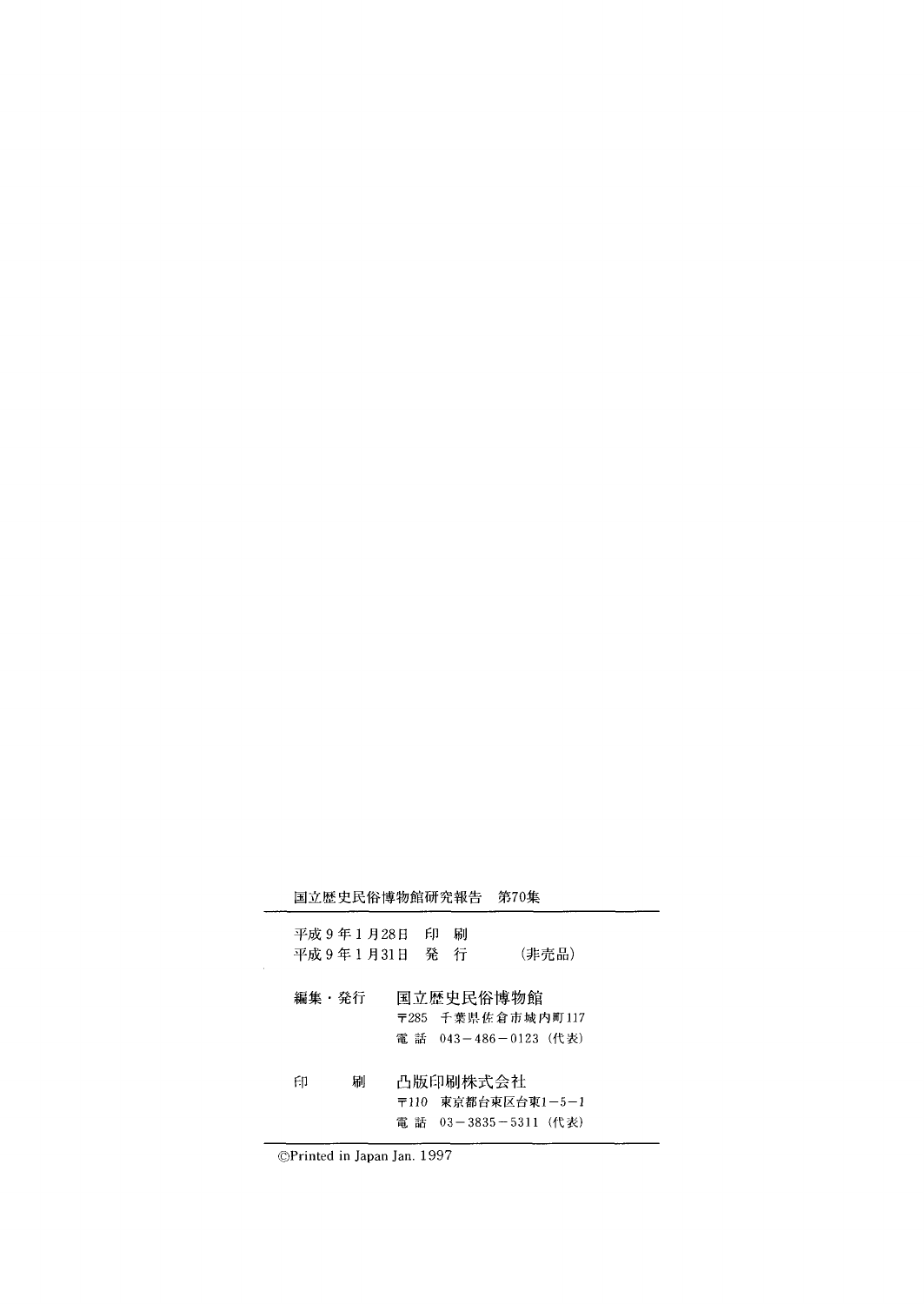国立歴史民俗博物館研究報告　第70集

---

平成9年1月28日　印　刷

平成9年1月31日　発　行　　　（非売品）

編集・発行　国立歴史民俗博物館

〒285　千葉県佐倉市城内町117

電 話　043－486－0123（代表）

印　　刷　凸版印刷株式会社

〒110　東京都台東区台東1－5－1

電 話　03－3835－5311（代表）

---

©Printed in Japan Jan. 1997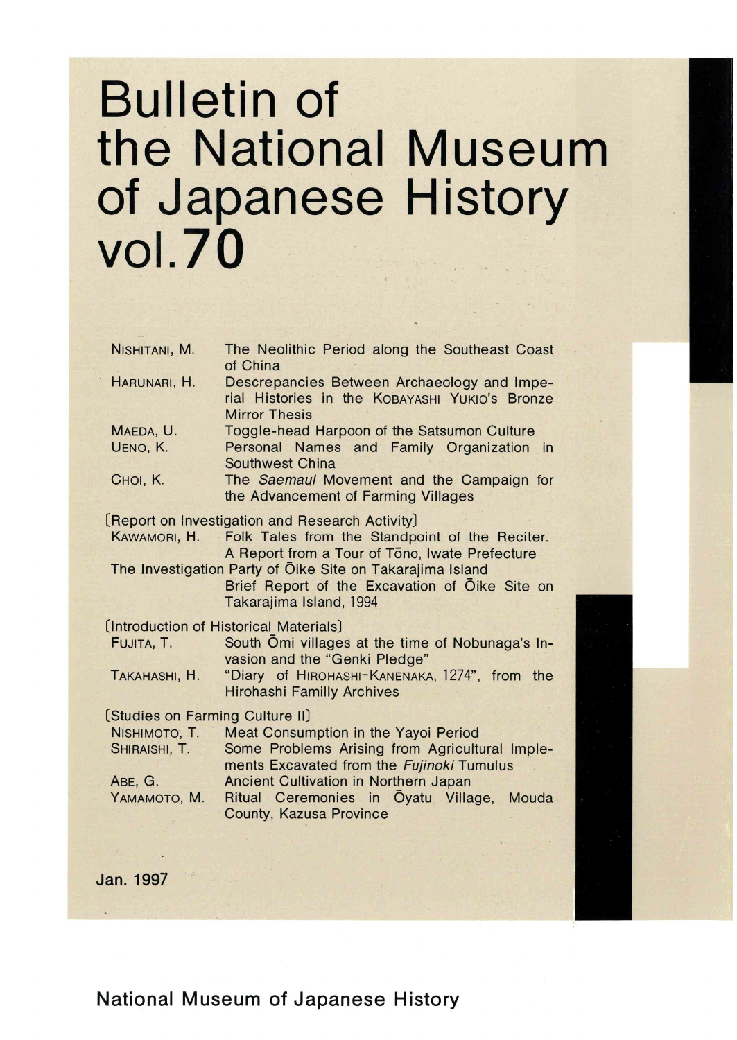# Bulletin of the National Museum of Japanese History vol.70

| | |
|---|---|
| NISHITANI, M. | The Neolithic Period along the Southeast Coast of China |
| HARUNARI, H. | Descrepancies Between Archaeology and Imperial Histories in the KOBAYASHI YUKIO's Bronze Mirror Thesis |
| MAEDA, U. | Toggle-head Harpoon of the Satsumon Culture |
| UENO, K. | Personal Names and Family Organization in Southwest China |
| CHOI, K. | The *Saemaul* Movement and the Campaign for the Advancement of Farming Villages |

〔Report on Investigation and Research Activity〕

| | |
|---|---|
| KAWAMORI, H. | Folk Tales from the Standpoint of the Reciter. A Report from a Tour of Tōno, Iwate Prefecture |
| The Investigation Party of Ōike Site on Takarajima Island | Brief Report of the Excavation of Ōike Site on Takarajima Island, 1994 |

〔Introduction of Historical Materials〕

| | |
|---|---|
| FUJITA, T. | South Ōmi villages at the time of Nobunaga's Invasion and the "Genki Pledge" |
| TAKAHASHI, H. | "Diary of HIROHASHI-KANENAKA, 1274", from the Hirohashi Familly Archives |

〔Studies on Farming Culture II〕

| | |
|---|---|
| NISHIMOTO, T. | Meat Consumption in the Yayoi Period |
| SHIRAISHI, T. | Some Problems Arising from Agricultural Implements Excavated from the *Fujinoki* Tumulus |
| ABE, G. | Ancient Cultivation in Northern Japan |
| YAMAMOTO, M. | Ritual Ceremonies in Ōyatu Village, Mouda County, Kazusa Province |

Jan. 1997

National Museum of Japanese History